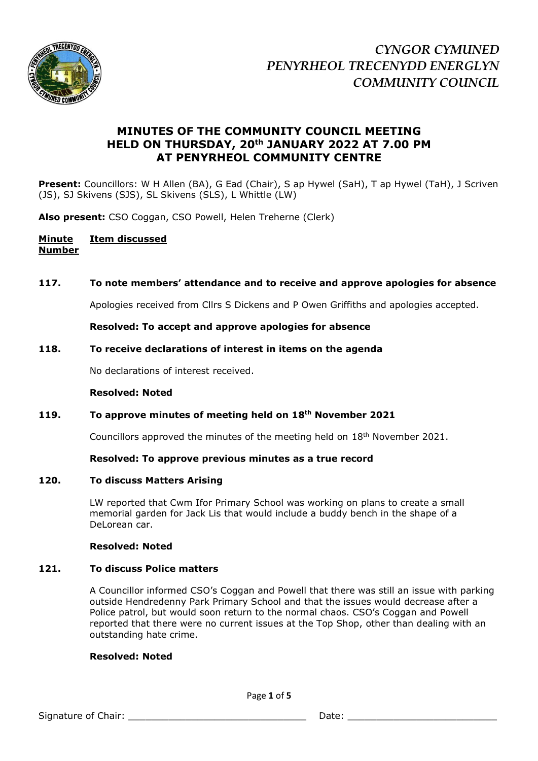*CYNGOR CYMUNED*
*PENYRHEOL TRECENYDD ENERGLYN*
*COMMUNITY COUNCIL*

# MINUTES OF THE COMMUNITY COUNCIL MEETING HELD ON THURSDAY, 20th JANUARY 2022 AT 7.00 PM AT PENYRHEOL COMMUNITY CENTRE

**Present:** Councillors: W H Allen (BA), G Ead (Chair), S ap Hywel (SaH), T ap Hywel (TaH), J Scriven (JS), SJ Skivens (SJS), SL Skivens (SLS), L Whittle (LW)

**Also present:** CSO Coggan, CSO Powell, Helen Treherne (Clerk)

**Minute Number** | **Item discussed**

**117. To note members' attendance and to receive and approve apologies for absence**

Apologies received from Cllrs S Dickens and P Owen Griffiths and apologies accepted.

**Resolved: To accept and approve apologies for absence**

**118. To receive declarations of interest in items on the agenda**

No declarations of interest received.

**Resolved: Noted**

**119. To approve minutes of meeting held on 18th November 2021**

Councillors approved the minutes of the meeting held on 18th November 2021.

**Resolved: To approve previous minutes as a true record**

**120. To discuss Matters Arising**

LW reported that Cwm Ifor Primary School was working on plans to create a small memorial garden for Jack Lis that would include a buddy bench in the shape of a DeLorean car.

**Resolved: Noted**

**121. To discuss Police matters**

A Councillor informed CSO's Coggan and Powell that there was still an issue with parking outside Hendredenny Park Primary School and that the issues would decrease after a Police patrol, but would soon return to the normal chaos. CSO's Coggan and Powell reported that there were no current issues at the Top Shop, other than dealing with an outstanding hate crime.

**Resolved: Noted**

Signature of Chair: ______________________________ Date: ________________________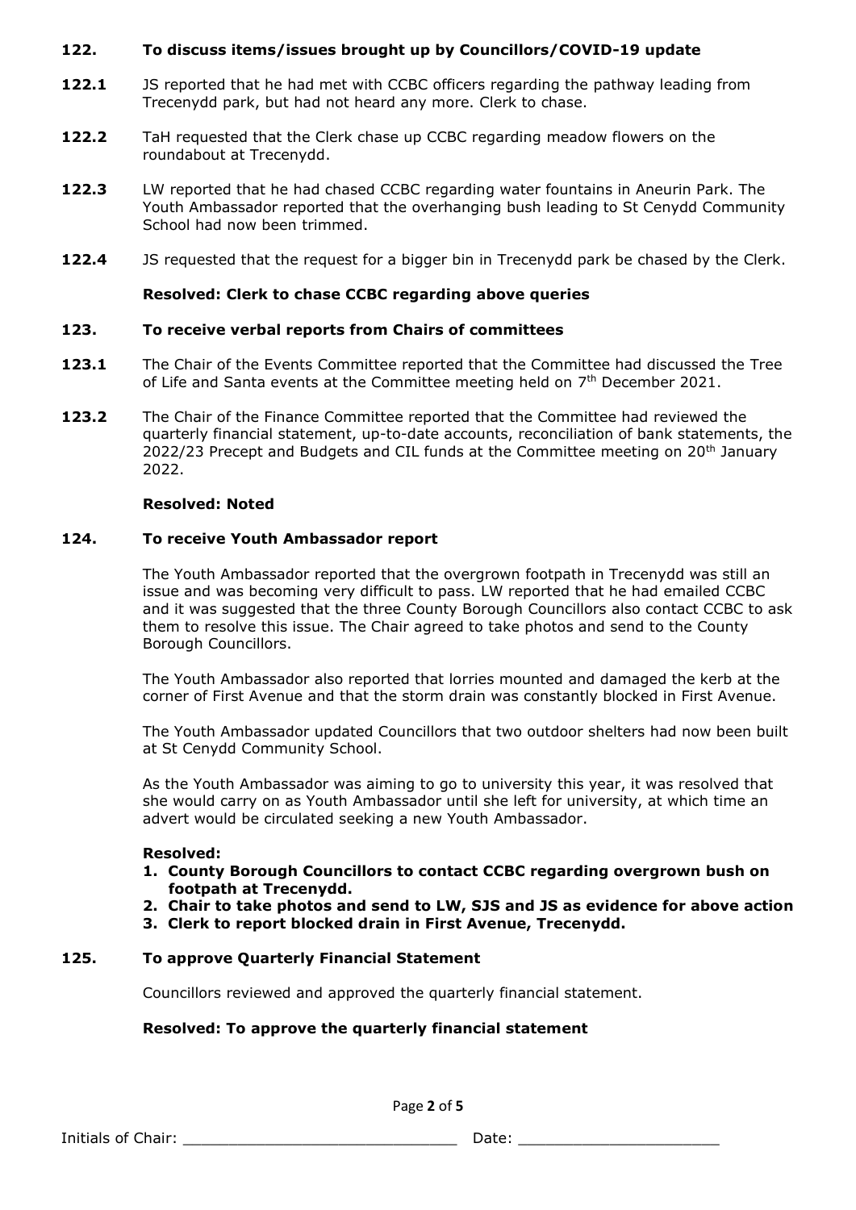**122. To discuss items/issues brought up by Councillors/COVID-19 update**

**122.1** JS reported that he had met with CCBC officers regarding the pathway leading from Trecenydd park, but had not heard any more. Clerk to chase.

**122.2** TaH requested that the Clerk chase up CCBC regarding meadow flowers on the roundabout at Trecenydd.

**122.3** LW reported that he had chased CCBC regarding water fountains in Aneurin Park. The Youth Ambassador reported that the overhanging bush leading to St Cenydd Community School had now been trimmed.

**122.4** JS requested that the request for a bigger bin in Trecenydd park be chased by the Clerk.

**Resolved: Clerk to chase CCBC regarding above queries**

**123. To receive verbal reports from Chairs of committees**

**123.1** The Chair of the Events Committee reported that the Committee had discussed the Tree of Life and Santa events at the Committee meeting held on 7th December 2021.

**123.2** The Chair of the Finance Committee reported that the Committee had reviewed the quarterly financial statement, up-to-date accounts, reconciliation of bank statements, the 2022/23 Precept and Budgets and CIL funds at the Committee meeting on 20th January 2022.

**Resolved: Noted**

**124. To receive Youth Ambassador report**

The Youth Ambassador reported that the overgrown footpath in Trecenydd was still an issue and was becoming very difficult to pass. LW reported that he had emailed CCBC and it was suggested that the three County Borough Councillors also contact CCBC to ask them to resolve this issue. The Chair agreed to take photos and send to the County Borough Councillors.

The Youth Ambassador also reported that lorries mounted and damaged the kerb at the corner of First Avenue and that the storm drain was constantly blocked in First Avenue.

The Youth Ambassador updated Councillors that two outdoor shelters had now been built at St Cenydd Community School.

As the Youth Ambassador was aiming to go to university this year, it was resolved that she would carry on as Youth Ambassador until she left for university, at which time an advert would be circulated seeking a new Youth Ambassador.

**Resolved:**

1. **County Borough Councillors to contact CCBC regarding overgrown bush on footpath at Trecenydd.**
2. **Chair to take photos and send to LW, SJS and JS as evidence for above action**
3. **Clerk to report blocked drain in First Avenue, Trecenydd.**

**125. To approve Quarterly Financial Statement**

Councillors reviewed and approved the quarterly financial statement.

**Resolved: To approve the quarterly financial statement**

Initials of Chair: ______________________________ Date: ______________________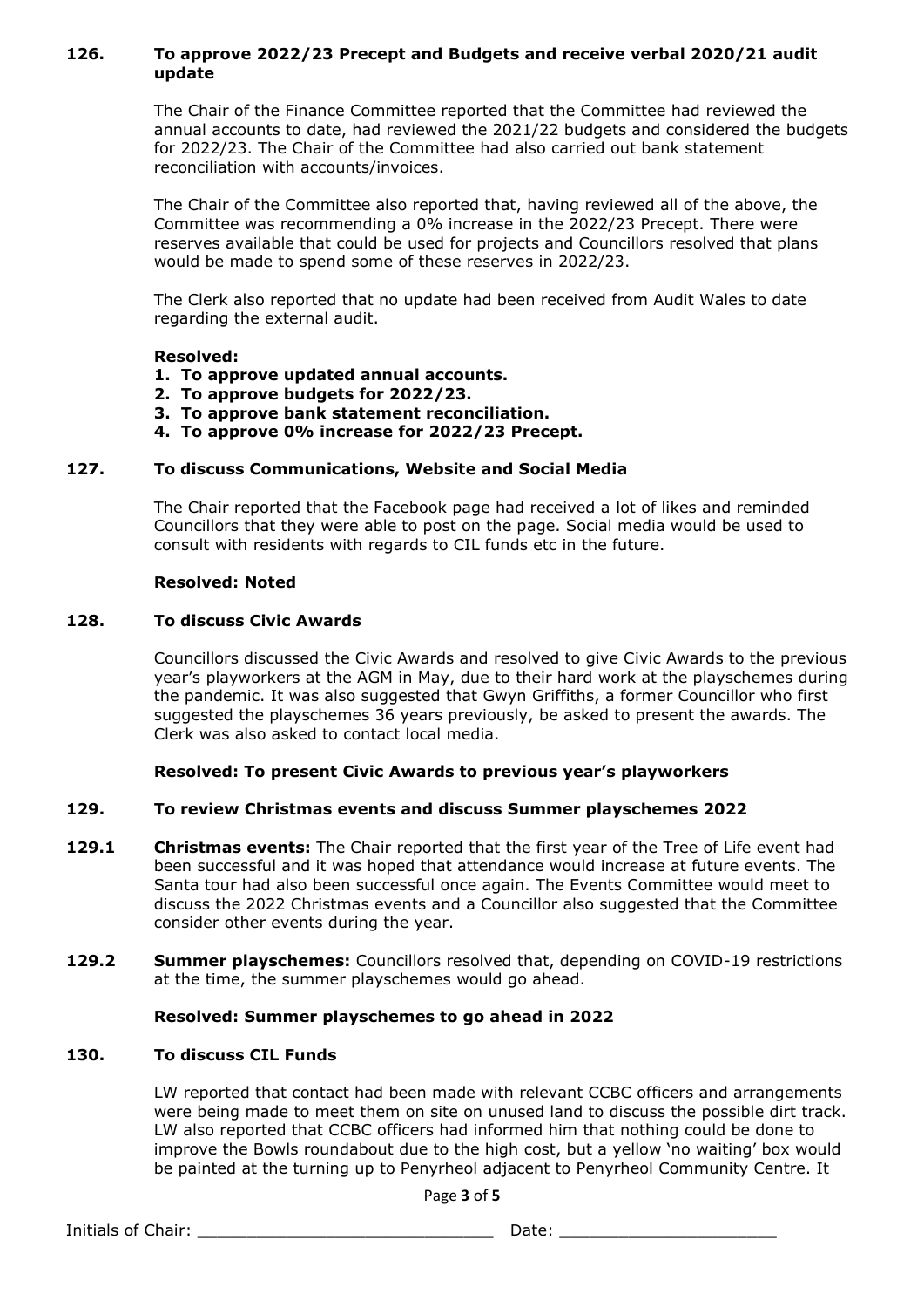### 126. To approve 2022/23 Precept and Budgets and receive verbal 2020/21 audit update

The Chair of the Finance Committee reported that the Committee had reviewed the annual accounts to date, had reviewed the 2021/22 budgets and considered the budgets for 2022/23. The Chair of the Committee had also carried out bank statement reconciliation with accounts/invoices.

The Chair of the Committee also reported that, having reviewed all of the above, the Committee was recommending a 0% increase in the 2022/23 Precept. There were reserves available that could be used for projects and Councillors resolved that plans would be made to spend some of these reserves in 2022/23.

The Clerk also reported that no update had been received from Audit Wales to date regarding the external audit.

**Resolved:**

1. **To approve updated annual accounts.**
2. **To approve budgets for 2022/23.**
3. **To approve bank statement reconciliation.**
4. **To approve 0% increase for 2022/23 Precept.**

### 127. To discuss Communications, Website and Social Media

The Chair reported that the Facebook page had received a lot of likes and reminded Councillors that they were able to post on the page. Social media would be used to consult with residents with regards to CIL funds etc in the future.

**Resolved: Noted**

### 128. To discuss Civic Awards

Councillors discussed the Civic Awards and resolved to give Civic Awards to the previous year's playworkers at the AGM in May, due to their hard work at the playschemes during the pandemic. It was also suggested that Gwyn Griffiths, a former Councillor who first suggested the playschemes 36 years previously, be asked to present the awards. The Clerk was also asked to contact local media.

**Resolved: To present Civic Awards to previous year's playworkers**

### 129. To review Christmas events and discuss Summer playschemes 2022

**129.1 Christmas events:** The Chair reported that the first year of the Tree of Life event had been successful and it was hoped that attendance would increase at future events. The Santa tour had also been successful once again. The Events Committee would meet to discuss the 2022 Christmas events and a Councillor also suggested that the Committee consider other events during the year.

**129.2 Summer playschemes:** Councillors resolved that, depending on COVID-19 restrictions at the time, the summer playschemes would go ahead.

**Resolved: Summer playschemes to go ahead in 2022**

### 130. To discuss CIL Funds

LW reported that contact had been made with relevant CCBC officers and arrangements were being made to meet them on site on unused land to discuss the possible dirt track. LW also reported that CCBC officers had informed him that nothing could be done to improve the Bowls roundabout due to the high cost, but a yellow 'no waiting' box would be painted at the turning up to Penyrheol adjacent to Penyrheol Community Centre. It

Initials of Chair: ______________________________ Date: ______________________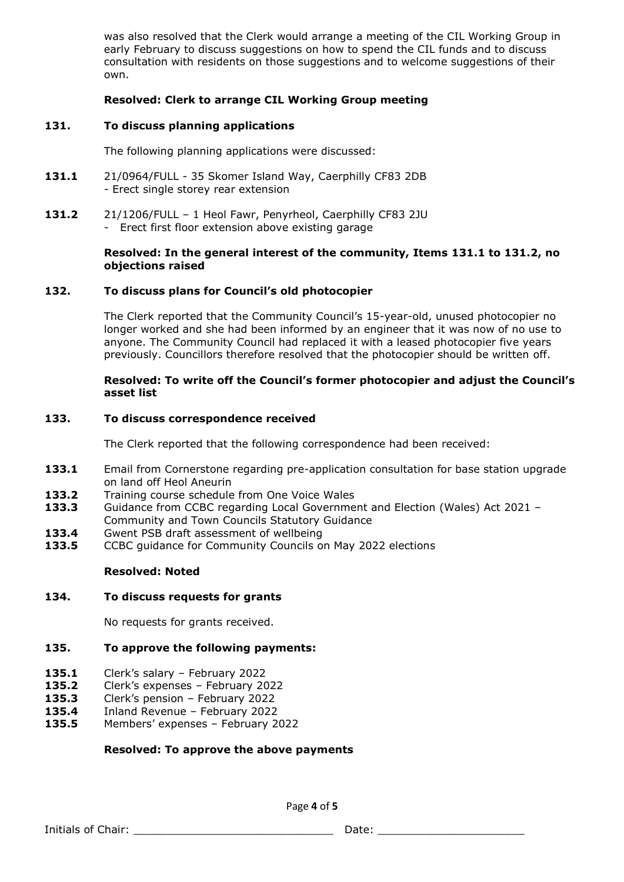was also resolved that the Clerk would arrange a meeting of the CIL Working Group in early February to discuss suggestions on how to spend the CIL funds and to discuss consultation with residents on those suggestions and to welcome suggestions of their own.

**Resolved: Clerk to arrange CIL Working Group meeting**

**131. To discuss planning applications**

The following planning applications were discussed:

**131.1** 21/0964/FULL - 35 Skomer Island Way, Caerphilly CF83 2DB
- Erect single storey rear extension

**131.2** 21/1206/FULL – 1 Heol Fawr, Penyrheol, Caerphilly CF83 2JU
- Erect first floor extension above existing garage

**Resolved: In the general interest of the community, Items 131.1 to 131.2, no objections raised**

**132. To discuss plans for Council's old photocopier**

The Clerk reported that the Community Council's 15-year-old, unused photocopier no longer worked and she had been informed by an engineer that it was now of no use to anyone. The Community Council had replaced it with a leased photocopier five years previously. Councillors therefore resolved that the photocopier should be written off.

**Resolved: To write off the Council's former photocopier and adjust the Council's asset list**

**133. To discuss correspondence received**

The Clerk reported that the following correspondence had been received:

**133.1** Email from Cornerstone regarding pre-application consultation for base station upgrade on land off Heol Aneurin
**133.2** Training course schedule from One Voice Wales
**133.3** Guidance from CCBC regarding Local Government and Election (Wales) Act 2021 – Community and Town Councils Statutory Guidance
**133.4** Gwent PSB draft assessment of wellbeing
**133.5** CCBC guidance for Community Councils on May 2022 elections

**Resolved: Noted**

**134. To discuss requests for grants**

No requests for grants received.

**135. To approve the following payments:**

**135.1** Clerk's salary – February 2022
**135.2** Clerk's expenses – February 2022
**135.3** Clerk's pension – February 2022
**135.4** Inland Revenue – February 2022
**135.5** Members' expenses – February 2022

**Resolved: To approve the above payments**

Initials of Chair: ______________________________ Date: ______________________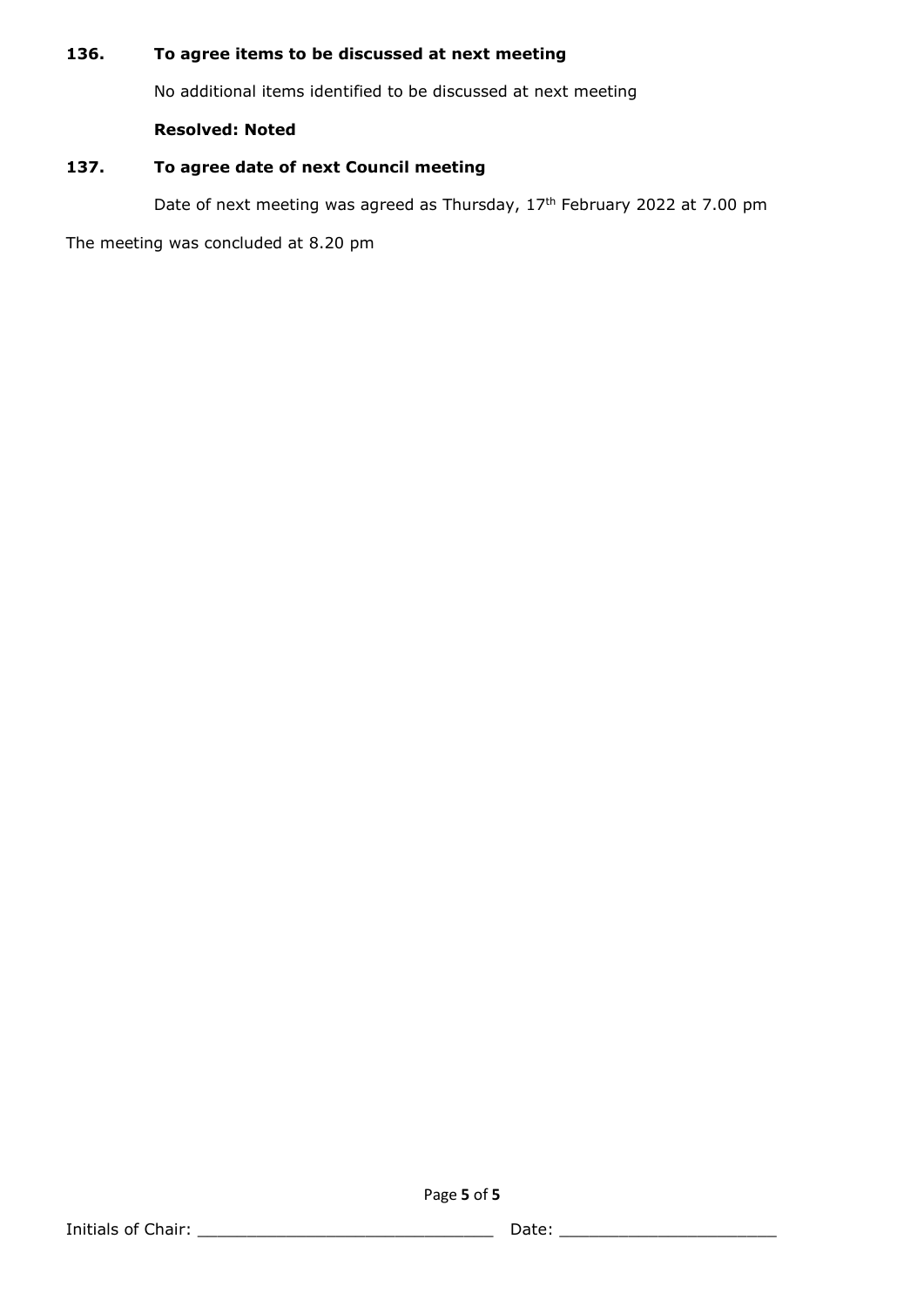**136. To agree items to be discussed at next meeting**

No additional items identified to be discussed at next meeting

**Resolved: Noted**

**137. To agree date of next Council meeting**

Date of next meeting was agreed as Thursday, 17th February 2022 at 7.00 pm

The meeting was concluded at 8.20 pm

Initials of Chair: ______________________________ Date: ______________________